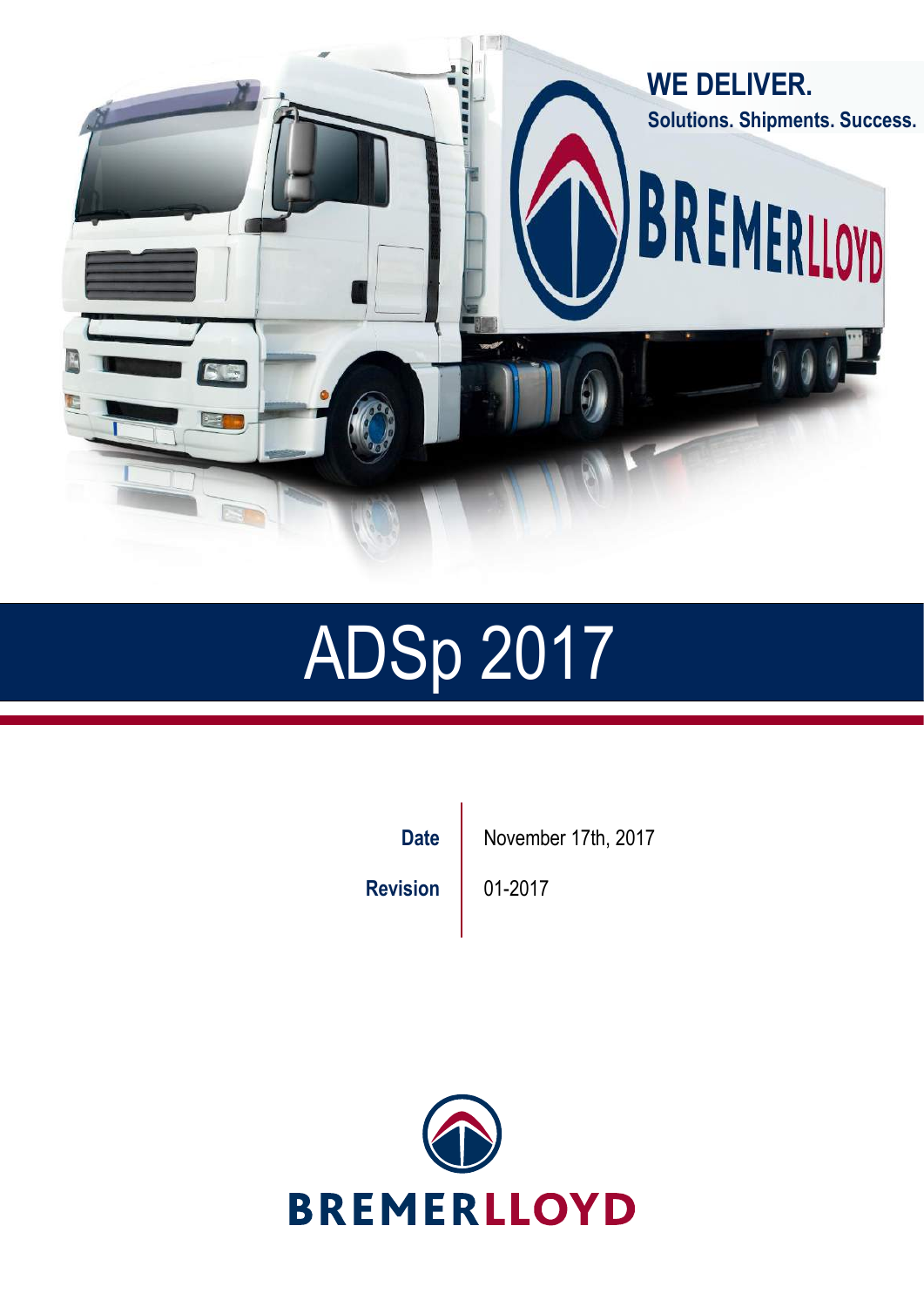# ADSp 2017

| | |
|---|---|
| **Date** | November 17th, 2017 |
| **Revision** | 01-2017 |

BREMERLLOYD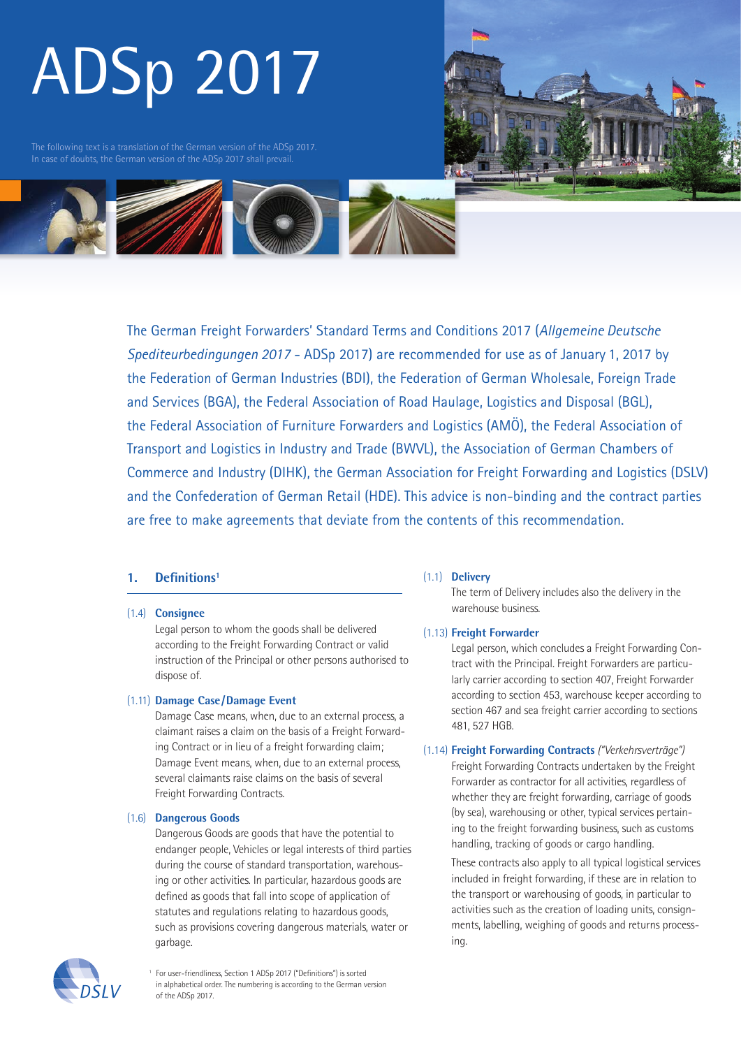# ADSp 2017

The following text is a translation of the German version of the ADSp 2017. In case of doubts, the German version of the ADSp 2017 shall prevail.

The German Freight Forwarders' Standard Terms and Conditions 2017 (*Allgemeine Deutsche Spediteurbedingungen 2017* - ADSp 2017) are recommended for use as of January 1, 2017 by the Federation of German Industries (BDI), the Federation of German Wholesale, Foreign Trade and Services (BGA), the Federal Association of Road Haulage, Logistics and Disposal (BGL), the Federal Association of Furniture Forwarders and Logistics (AMÖ), the Federal Association of Transport and Logistics in Industry and Trade (BWVL), the Association of German Chambers of Commerce and Industry (DIHK), the German Association for Freight Forwarding and Logistics (DSLV) and the Confederation of German Retail (HDE). This advice is non-binding and the contract parties are free to make agreements that deviate from the contents of this recommendation.

## 1. Definitions[1]

(1.4) **Consignee**

Legal person to whom the goods shall be delivered according to the Freight Forwarding Contract or valid instruction of the Principal or other persons authorised to dispose of.

(1.11) **Damage Case/Damage Event**

Damage Case means, when, due to an external process, a claimant raises a claim on the basis of a Freight Forwarding Contract or in lieu of a freight forwarding claim; Damage Event means, when, due to an external process, several claimants raise claims on the basis of several Freight Forwarding Contracts.

(1.6) **Dangerous Goods**

Dangerous Goods are goods that have the potential to endanger people, Vehicles or legal interests of third parties during the course of standard transportation, warehousing or other activities. In particular, hazardous goods are defined as goods that fall into scope of application of statutes and regulations relating to hazardous goods, such as provisions covering dangerous materials, water or garbage.

(1.1) **Delivery**

The term of Delivery includes also the delivery in the warehouse business.

(1.13) **Freight Forwarder**

Legal person, which concludes a Freight Forwarding Contract with the Principal. Freight Forwarders are particularly carrier according to section 407, Freight Forwarder according to section 453, warehouse keeper according to section 467 and sea freight carrier according to sections 481, 527 HGB.

(1.14) **Freight Forwarding Contracts** *("Verkehrsverträge")*

Freight Forwarding Contracts undertaken by the Freight Forwarder as contractor for all activities, regardless of whether they are freight forwarding, carriage of goods (by sea), warehousing or other, typical services pertaining to the freight forwarding business, such as customs handling, tracking of goods or cargo handling.

These contracts also apply to all typical logistical services included in freight forwarding, if these are in relation to the transport or warehousing of goods, in particular to activities such as the creation of loading units, consignments, labelling, weighing of goods and returns processing.

[1] For user-friendliness, Section 1 ADSp 2017 ("Definitions") is sorted in alphabetical order. The numbering is according to the German version of the ADSp 2017.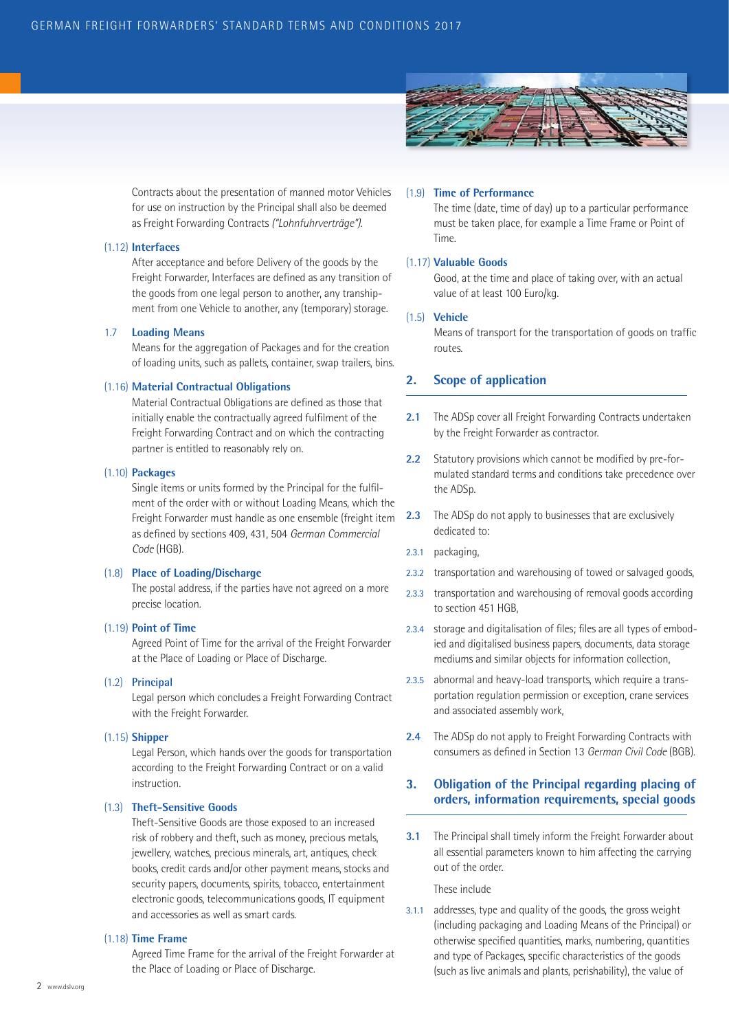Contracts about the presentation of manned motor Vehicles for use on instruction by the Principal shall also be deemed as Freight Forwarding Contracts *("Lohnfuhrverträge")*.

**(1.12) Interfaces**

After acceptance and before Delivery of the goods by the Freight Forwarder, Interfaces are defined as any transition of the goods from one legal person to another, any transhipment from one Vehicle to another, any (temporary) storage.

**1.7 Loading Means**

Means for the aggregation of Packages and for the creation of loading units, such as pallets, container, swap trailers, bins.

**(1.16) Material Contractual Obligations**

Material Contractual Obligations are defined as those that initially enable the contractually agreed fulfilment of the Freight Forwarding Contract and on which the contracting partner is entitled to reasonably rely on.

**(1.10) Packages**

Single items or units formed by the Principal for the fulfilment of the order with or without Loading Means, which the Freight Forwarder must handle as one ensemble (freight item as defined by sections 409, 431, 504 *German Commercial Code* (HGB).

**(1.8) Place of Loading/Discharge**

The postal address, if the parties have not agreed on a more precise location.

**(1.19) Point of Time**

Agreed Point of Time for the arrival of the Freight Forwarder at the Place of Loading or Place of Discharge.

**(1.2) Principal**

Legal person which concludes a Freight Forwarding Contract with the Freight Forwarder.

**(1.15) Shipper**

Legal Person, which hands over the goods for transportation according to the Freight Forwarding Contract or on a valid instruction.

**(1.3) Theft-Sensitive Goods**

Theft-Sensitive Goods are those exposed to an increased risk of robbery and theft, such as money, precious metals, jewellery, watches, precious minerals, art, antiques, check books, credit cards and/or other payment means, stocks and security papers, documents, spirits, tobacco, entertainment electronic goods, telecommunications goods, IT equipment and accessories as well as smart cards.

**(1.18) Time Frame**

Agreed Time Frame for the arrival of the Freight Forwarder at the Place of Loading or Place of Discharge.

**(1.9) Time of Performance**

The time (date, time of day) up to a particular performance must be taken place, for example a Time Frame or Point of Time.

**(1.17) Valuable Goods**

Good, at the time and place of taking over, with an actual value of at least 100 Euro/kg.

**(1.5) Vehicle**

Means of transport for the transportation of goods on traffic routes.

## 2. Scope of application

**2.1** The ADSp cover all Freight Forwarding Contracts undertaken by the Freight Forwarder as contractor.

**2.2** Statutory provisions which cannot be modified by pre-formulated standard terms and conditions take precedence over the ADSp.

**2.3** The ADSp do not apply to businesses that are exclusively dedicated to:

2.3.1 packaging,

2.3.2 transportation and warehousing of towed or salvaged goods,

2.3.3 transportation and warehousing of removal goods according to section 451 HGB,

2.3.4 storage and digitalisation of files; files are all types of embodied and digitalised business papers, documents, data storage mediums and similar objects for information collection,

2.3.5 abnormal and heavy-load transports, which require a transportation regulation permission or exception, crane services and associated assembly work,

**2.4** The ADSp do not apply to Freight Forwarding Contracts with consumers as defined in Section 13 *German Civil Code* (BGB).

## 3. Obligation of the Principal regarding placing of orders, information requirements, special goods

**3.1** The Principal shall timely inform the Freight Forwarder about all essential parameters known to him affecting the carrying out of the order.

These include

3.1.1 addresses, type and quality of the goods, the gross weight (including packaging and Loading Means of the Principal) or otherwise specified quantities, marks, numbering, quantities and type of Packages, specific characteristics of the goods (such as live animals and plants, perishability), the value of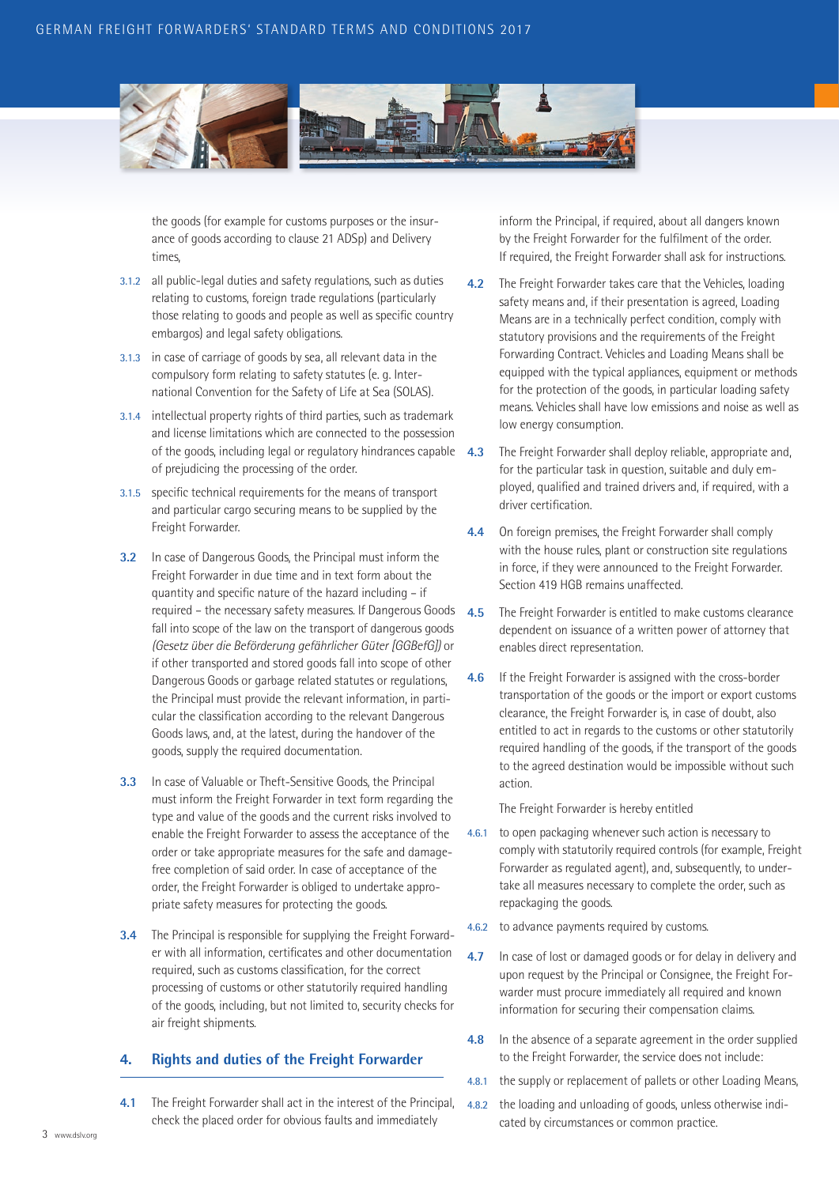the goods (for example for customs purposes or the insurance of goods according to clause 21 ADSp) and Delivery times,

3.1.2 all public-legal duties and safety regulations, such as duties relating to customs, foreign trade regulations (particularly those relating to goods and people as well as specific country embargos) and legal safety obligations.

3.1.3 in case of carriage of goods by sea, all relevant data in the compulsory form relating to safety statutes (e. g. International Convention for the Safety of Life at Sea (SOLAS).

3.1.4 intellectual property rights of third parties, such as trademark and license limitations which are connected to the possession of the goods, including legal or regulatory hindrances capable of prejudicing the processing of the order.

3.1.5 specific technical requirements for the means of transport and particular cargo securing means to be supplied by the Freight Forwarder.

**3.2** In case of Dangerous Goods, the Principal must inform the Freight Forwarder in due time and in text form about the quantity and specific nature of the hazard including – if required – the necessary safety measures. If Dangerous Goods fall into scope of the law on the transport of dangerous goods *(Gesetz über die Beförderung gefährlicher Güter [GGBefG])* or if other transported and stored goods fall into scope of other Dangerous Goods or garbage related statutes or regulations, the Principal must provide the relevant information, in particular the classification according to the relevant Dangerous Goods laws, and, at the latest, during the handover of the goods, supply the required documentation.

**3.3** In case of Valuable or Theft-Sensitive Goods, the Principal must inform the Freight Forwarder in text form regarding the type and value of the goods and the current risks involved to enable the Freight Forwarder to assess the acceptance of the order or take appropriate measures for the safe and damage-free completion of said order. In case of acceptance of the order, the Freight Forwarder is obliged to undertake appropriate safety measures for protecting the goods.

**3.4** The Principal is responsible for supplying the Freight Forwarder with all information, certificates and other documentation required, such as customs classification, for the correct processing of customs or other statutorily required handling of the goods, including, but not limited to, security checks for air freight shipments.

## 4. Rights and duties of the Freight Forwarder

**4.1** The Freight Forwarder shall act in the interest of the Principal, check the placed order for obvious faults and immediately inform the Principal, if required, about all dangers known by the Freight Forwarder for the fulfilment of the order. If required, the Freight Forwarder shall ask for instructions.

**4.2** The Freight Forwarder takes care that the Vehicles, loading safety means and, if their presentation is agreed, Loading Means are in a technically perfect condition, comply with statutory provisions and the requirements of the Freight Forwarding Contract. Vehicles and Loading Means shall be equipped with the typical appliances, equipment or methods for the protection of the goods, in particular loading safety means. Vehicles shall have low emissions and noise as well as low energy consumption.

**4.3** The Freight Forwarder shall deploy reliable, appropriate and, for the particular task in question, suitable and duly employed, qualified and trained drivers and, if required, with a driver certification.

**4.4** On foreign premises, the Freight Forwarder shall comply with the house rules, plant or construction site regulations in force, if they were announced to the Freight Forwarder. Section 419 HGB remains unaffected.

**4.5** The Freight Forwarder is entitled to make customs clearance dependent on issuance of a written power of attorney that enables direct representation.

**4.6** If the Freight Forwarder is assigned with the cross-border transportation of the goods or the import or export customs clearance, the Freight Forwarder is, in case of doubt, also entitled to act in regards to the customs or other statutorily required handling of the goods, if the transport of the goods to the agreed destination would be impossible without such action.

The Freight Forwarder is hereby entitled

4.6.1 to open packaging whenever such action is necessary to comply with statutorily required controls (for example, Freight Forwarder as regulated agent), and, subsequently, to undertake all measures necessary to complete the order, such as repackaging the goods.

4.6.2 to advance payments required by customs.

**4.7** In case of lost or damaged goods or for delay in delivery and upon request by the Principal or Consignee, the Freight Forwarder must procure immediately all required and known information for securing their compensation claims.

**4.8** In the absence of a separate agreement in the order supplied to the Freight Forwarder, the service does not include:

4.8.1 the supply or replacement of pallets or other Loading Means,

4.8.2 the loading and unloading of goods, unless otherwise indicated by circumstances or common practice.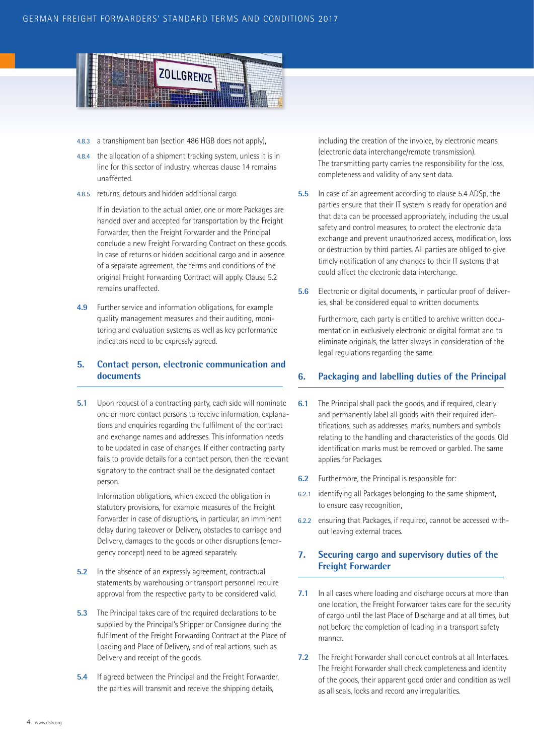4.8.3 a transhipment ban (section 486 HGB does not apply),

4.8.4 the allocation of a shipment tracking system, unless it is in line for this sector of industry, whereas clause 14 remains unaffected.

4.8.5 returns, detours and hidden additional cargo.

If in deviation to the actual order, one or more Packages are handed over and accepted for transportation by the Freight Forwarder, then the Freight Forwarder and the Principal conclude a new Freight Forwarding Contract on these goods. In case of returns or hidden additional cargo and in absence of a separate agreement, the terms and conditions of the original Freight Forwarding Contract will apply. Clause 5.2 remains unaffected.

**4.9** Further service and information obligations, for example quality management measures and their auditing, monitoring and evaluation systems as well as key performance indicators need to be expressly agreed.

## 5. Contact person, electronic communication and documents

**5.1** Upon request of a contracting party, each side will nominate one or more contact persons to receive information, explanations and enquiries regarding the fulfilment of the contract and exchange names and addresses. This information needs to be updated in case of changes. If either contracting party fails to provide details for a contact person, then the relevant signatory to the contract shall be the designated contact person.

Information obligations, which exceed the obligation in statutory provisions, for example measures of the Freight Forwarder in case of disruptions, in particular, an imminent delay during takeover or Delivery, obstacles to carriage and Delivery, damages to the goods or other disruptions (emergency concept) need to be agreed separately.

**5.2** In the absence of an expressly agreement, contractual statements by warehousing or transport personnel require approval from the respective party to be considered valid.

**5.3** The Principal takes care of the required declarations to be supplied by the Principal's Shipper or Consignee during the fulfilment of the Freight Forwarding Contract at the Place of Loading and Place of Delivery, and of real actions, such as Delivery and receipt of the goods.

**5.4** If agreed between the Principal and the Freight Forwarder, the parties will transmit and receive the shipping details, including the creation of the invoice, by electronic means (electronic data interchange/remote transmission). The transmitting party carries the responsibility for the loss, completeness and validity of any sent data.

**5.5** In case of an agreement according to clause 5.4 ADSp, the parties ensure that their IT system is ready for operation and that data can be processed appropriately, including the usual safety and control measures, to protect the electronic data exchange and prevent unauthorized access, modification, loss or destruction by third parties. All parties are obliged to give timely notification of any changes to their IT systems that could affect the electronic data interchange.

**5.6** Electronic or digital documents, in particular proof of deliveries, shall be considered equal to written documents.

Furthermore, each party is entitled to archive written documentation in exclusively electronic or digital format and to eliminate originals, the latter always in consideration of the legal regulations regarding the same.

## 6. Packaging and labelling duties of the Principal

**6.1** The Principal shall pack the goods, and if required, clearly and permanently label all goods with their required identifications, such as addresses, marks, numbers and symbols relating to the handling and characteristics of the goods. Old identification marks must be removed or garbled. The same applies for Packages.

**6.2** Furthermore, the Principal is responsible for:

6.2.1 identifying all Packages belonging to the same shipment, to ensure easy recognition,

6.2.2 ensuring that Packages, if required, cannot be accessed without leaving external traces.

## 7. Securing cargo and supervisory duties of the Freight Forwarder

**7.1** In all cases where loading and discharge occurs at more than one location, the Freight Forwarder takes care for the security of cargo until the last Place of Discharge and at all times, but not before the completion of loading in a transport safety manner.

**7.2** The Freight Forwarder shall conduct controls at all Interfaces. The Freight Forwarder shall check completeness and identity of the goods, their apparent good order and condition as well as all seals, locks and record any irregularities.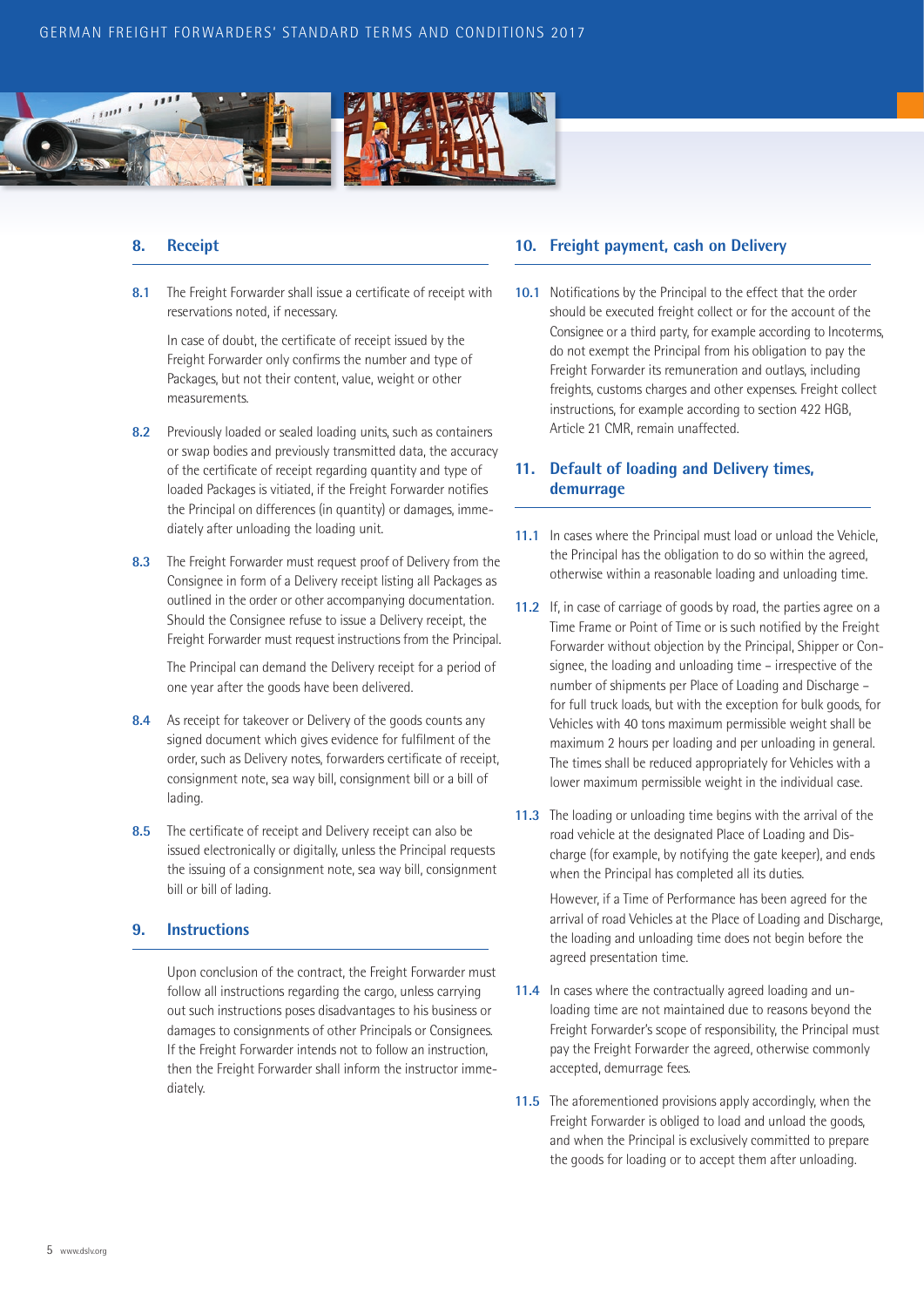## 8. Receipt

**8.1** The Freight Forwarder shall issue a certificate of receipt with reservations noted, if necessary.

In case of doubt, the certificate of receipt issued by the Freight Forwarder only confirms the number and type of Packages, but not their content, value, weight or other measurements.

**8.2** Previously loaded or sealed loading units, such as containers or swap bodies and previously transmitted data, the accuracy of the certificate of receipt regarding quantity and type of loaded Packages is vitiated, if the Freight Forwarder notifies the Principal on differences (in quantity) or damages, immediately after unloading the loading unit.

**8.3** The Freight Forwarder must request proof of Delivery from the Consignee in form of a Delivery receipt listing all Packages as outlined in the order or other accompanying documentation. Should the Consignee refuse to issue a Delivery receipt, the Freight Forwarder must request instructions from the Principal.

The Principal can demand the Delivery receipt for a period of one year after the goods have been delivered.

**8.4** As receipt for takeover or Delivery of the goods counts any signed document which gives evidence for fulfilment of the order, such as Delivery notes, forwarders certificate of receipt, consignment note, sea way bill, consignment bill or a bill of lading.

**8.5** The certificate of receipt and Delivery receipt can also be issued electronically or digitally, unless the Principal requests the issuing of a consignment note, sea way bill, consignment bill or bill of lading.

## 9. Instructions

Upon conclusion of the contract, the Freight Forwarder must follow all instructions regarding the cargo, unless carrying out such instructions poses disadvantages to his business or damages to consignments of other Principals or Consignees. If the Freight Forwarder intends not to follow an instruction, then the Freight Forwarder shall inform the instructor immediately.

## 10. Freight payment, cash on Delivery

**10.1** Notifications by the Principal to the effect that the order should be executed freight collect or for the account of the Consignee or a third party, for example according to Incoterms, do not exempt the Principal from his obligation to pay the Freight Forwarder its remuneration and outlays, including freights, customs charges and other expenses. Freight collect instructions, for example according to section 422 HGB, Article 21 CMR, remain unaffected.

## 11. Default of loading and Delivery times, demurrage

**11.1** In cases where the Principal must load or unload the Vehicle, the Principal has the obligation to do so within the agreed, otherwise within a reasonable loading and unloading time.

**11.2** If, in case of carriage of goods by road, the parties agree on a Time Frame or Point of Time or is such notified by the Freight Forwarder without objection by the Principal, Shipper or Consignee, the loading and unloading time – irrespective of the number of shipments per Place of Loading and Discharge – for full truck loads, but with the exception for bulk goods, for Vehicles with 40 tons maximum permissible weight shall be maximum 2 hours per loading and per unloading in general. The times shall be reduced appropriately for Vehicles with a lower maximum permissible weight in the individual case.

**11.3** The loading or unloading time begins with the arrival of the road vehicle at the designated Place of Loading and Discharge (for example, by notifying the gate keeper), and ends when the Principal has completed all its duties.

However, if a Time of Performance has been agreed for the arrival of road Vehicles at the Place of Loading and Discharge, the loading and unloading time does not begin before the agreed presentation time.

**11.4** In cases where the contractually agreed loading and unloading time are not maintained due to reasons beyond the Freight Forwarder's scope of responsibility, the Principal must pay the Freight Forwarder the agreed, otherwise commonly accepted, demurrage fees.

**11.5** The aforementioned provisions apply accordingly, when the Freight Forwarder is obliged to load and unload the goods, and when the Principal is exclusively committed to prepare the goods for loading or to accept them after unloading.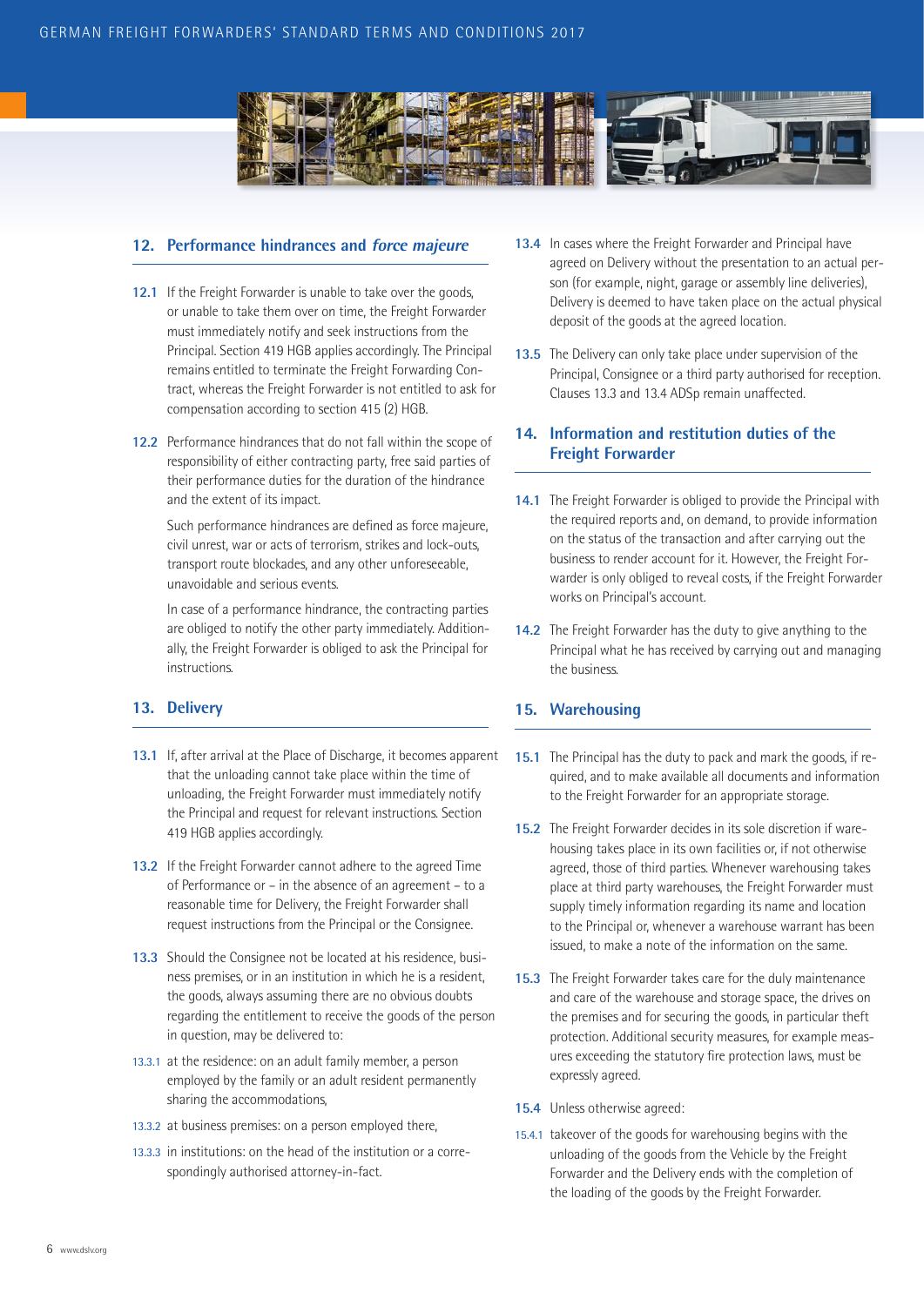## 12. Performance hindrances and *force majeure*

**12.1** If the Freight Forwarder is unable to take over the goods, or unable to take them over on time, the Freight Forwarder must immediately notify and seek instructions from the Principal. Section 419 HGB applies accordingly. The Principal remains entitled to terminate the Freight Forwarding Contract, whereas the Freight Forwarder is not entitled to ask for compensation according to section 415 (2) HGB.

**12.2** Performance hindrances that do not fall within the scope of responsibility of either contracting party, free said parties of their performance duties for the duration of the hindrance and the extent of its impact.

Such performance hindrances are defined as force majeure, civil unrest, war or acts of terrorism, strikes and lock-outs, transport route blockades, and any other unforeseeable, unavoidable and serious events.

In case of a performance hindrance, the contracting parties are obliged to notify the other party immediately. Additionally, the Freight Forwarder is obliged to ask the Principal for instructions.

## 13. Delivery

**13.1** If, after arrival at the Place of Discharge, it becomes apparent that the unloading cannot take place within the time of unloading, the Freight Forwarder must immediately notify the Principal and request for relevant instructions. Section 419 HGB applies accordingly.

**13.2** If the Freight Forwarder cannot adhere to the agreed Time of Performance or – in the absence of an agreement – to a reasonable time for Delivery, the Freight Forwarder shall request instructions from the Principal or the Consignee.

**13.3** Should the Consignee not be located at his residence, business premises, or in an institution in which he is a resident, the goods, always assuming there are no obvious doubts regarding the entitlement to receive the goods of the person in question, may be delivered to:

13.3.1 at the residence: on an adult family member, a person employed by the family or an adult resident permanently sharing the accommodations,

13.3.2 at business premises: on a person employed there,

13.3.3 in institutions: on the head of the institution or a correspondingly authorised attorney-in-fact.

**13.4** In cases where the Freight Forwarder and Principal have agreed on Delivery without the presentation to an actual person (for example, night, garage or assembly line deliveries), Delivery is deemed to have taken place on the actual physical deposit of the goods at the agreed location.

**13.5** The Delivery can only take place under supervision of the Principal, Consignee or a third party authorised for reception. Clauses 13.3 and 13.4 ADSp remain unaffected.

## 14. Information and restitution duties of the Freight Forwarder

**14.1** The Freight Forwarder is obliged to provide the Principal with the required reports and, on demand, to provide information on the status of the transaction and after carrying out the business to render account for it. However, the Freight Forwarder is only obliged to reveal costs, if the Freight Forwarder works on Principal's account.

**14.2** The Freight Forwarder has the duty to give anything to the Principal what he has received by carrying out and managing the business.

## 15. Warehousing

**15.1** The Principal has the duty to pack and mark the goods, if required, and to make available all documents and information to the Freight Forwarder for an appropriate storage.

**15.2** The Freight Forwarder decides in its sole discretion if warehousing takes place in its own facilities or, if not otherwise agreed, those of third parties. Whenever warehousing takes place at third party warehouses, the Freight Forwarder must supply timely information regarding its name and location to the Principal or, whenever a warehouse warrant has been issued, to make a note of the information on the same.

**15.3** The Freight Forwarder takes care for the duly maintenance and care of the warehouse and storage space, the drives on the premises and for securing the goods, in particular theft protection. Additional security measures, for example measures exceeding the statutory fire protection laws, must be expressly agreed.

**15.4** Unless otherwise agreed:

15.4.1 takeover of the goods for warehousing begins with the unloading of the goods from the Vehicle by the Freight Forwarder and the Delivery ends with the completion of the loading of the goods by the Freight Forwarder.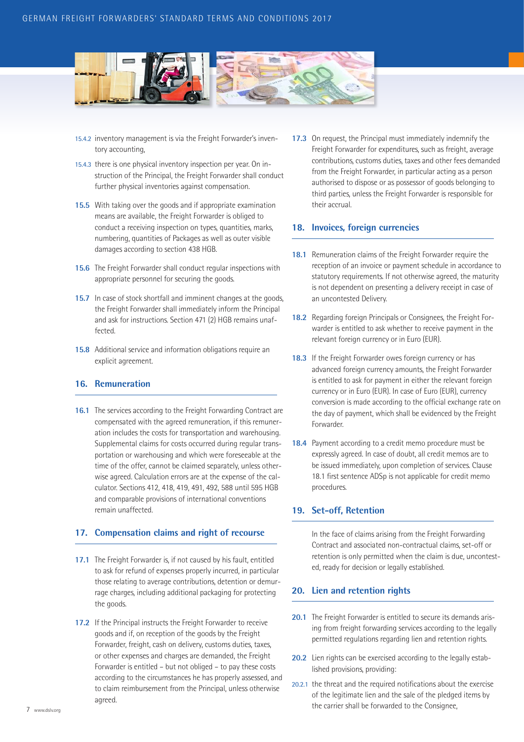15.4.2 inventory management is via the Freight Forwarder's inventory accounting,

15.4.3 there is one physical inventory inspection per year. On instruction of the Principal, the Freight Forwarder shall conduct further physical inventories against compensation.

**15.5** With taking over the goods and if appropriate examination means are available, the Freight Forwarder is obliged to conduct a receiving inspection on types, quantities, marks, numbering, quantities of Packages as well as outer visible damages according to section 438 HGB.

**15.6** The Freight Forwarder shall conduct regular inspections with appropriate personnel for securing the goods.

**15.7** In case of stock shortfall and imminent changes at the goods, the Freight Forwarder shall immediately inform the Principal and ask for instructions. Section 471 (2) HGB remains unaffected.

**15.8** Additional service and information obligations require an explicit agreement.

## 16. Remuneration

**16.1** The services according to the Freight Forwarding Contract are compensated with the agreed remuneration, if this remuneration includes the costs for transportation and warehousing. Supplemental claims for costs occurred during regular transportation or warehousing and which were foreseeable at the time of the offer, cannot be claimed separately, unless otherwise agreed. Calculation errors are at the expense of the calculator. Sections 412, 418, 419, 491, 492, 588 until 595 HGB and comparable provisions of international conventions remain unaffected.

## 17. Compensation claims and right of recourse

**17.1** The Freight Forwarder is, if not caused by his fault, entitled to ask for refund of expenses properly incurred, in particular those relating to average contributions, detention or demurrage charges, including additional packaging for protecting the goods.

**17.2** If the Principal instructs the Freight Forwarder to receive goods and if, on reception of the goods by the Freight Forwarder, freight, cash on delivery, customs duties, taxes, or other expenses and charges are demanded, the Freight Forwarder is entitled – but not obliged – to pay these costs according to the circumstances he has properly assessed, and to claim reimbursement from the Principal, unless otherwise agreed.

**17.3** On request, the Principal must immediately indemnify the Freight Forwarder for expenditures, such as freight, average contributions, customs duties, taxes and other fees demanded from the Freight Forwarder, in particular acting as a person authorised to dispose or as possessor of goods belonging to third parties, unless the Freight Forwarder is responsible for their accrual.

## 18. Invoices, foreign currencies

**18.1** Remuneration claims of the Freight Forwarder require the reception of an invoice or payment schedule in accordance to statutory requirements. If not otherwise agreed, the maturity is not dependent on presenting a delivery receipt in case of an uncontested Delivery.

**18.2** Regarding foreign Principals or Consignees, the Freight Forwarder is entitled to ask whether to receive payment in the relevant foreign currency or in Euro (EUR).

**18.3** If the Freight Forwarder owes foreign currency or has advanced foreign currency amounts, the Freight Forwarder is entitled to ask for payment in either the relevant foreign currency or in Euro (EUR). In case of Euro (EUR), currency conversion is made according to the official exchange rate on the day of payment, which shall be evidenced by the Freight Forwarder.

**18.4** Payment according to a credit memo procedure must be expressly agreed. In case of doubt, all credit memos are to be issued immediately, upon completion of services. Clause 18.1 first sentence ADSp is not applicable for credit memo procedures.

## 19. Set-off, Retention

In the face of claims arising from the Freight Forwarding Contract and associated non-contractual claims, set-off or retention is only permitted when the claim is due, uncontested, ready for decision or legally established.

## 20. Lien and retention rights

**20.1** The Freight Forwarder is entitled to secure its demands arising from freight forwarding services according to the legally permitted regulations regarding lien and retention rights.

**20.2** Lien rights can be exercised according to the legally established provisions, providing:

20.2.1 the threat and the required notifications about the exercise of the legitimate lien and the sale of the pledged items by the carrier shall be forwarded to the Consignee,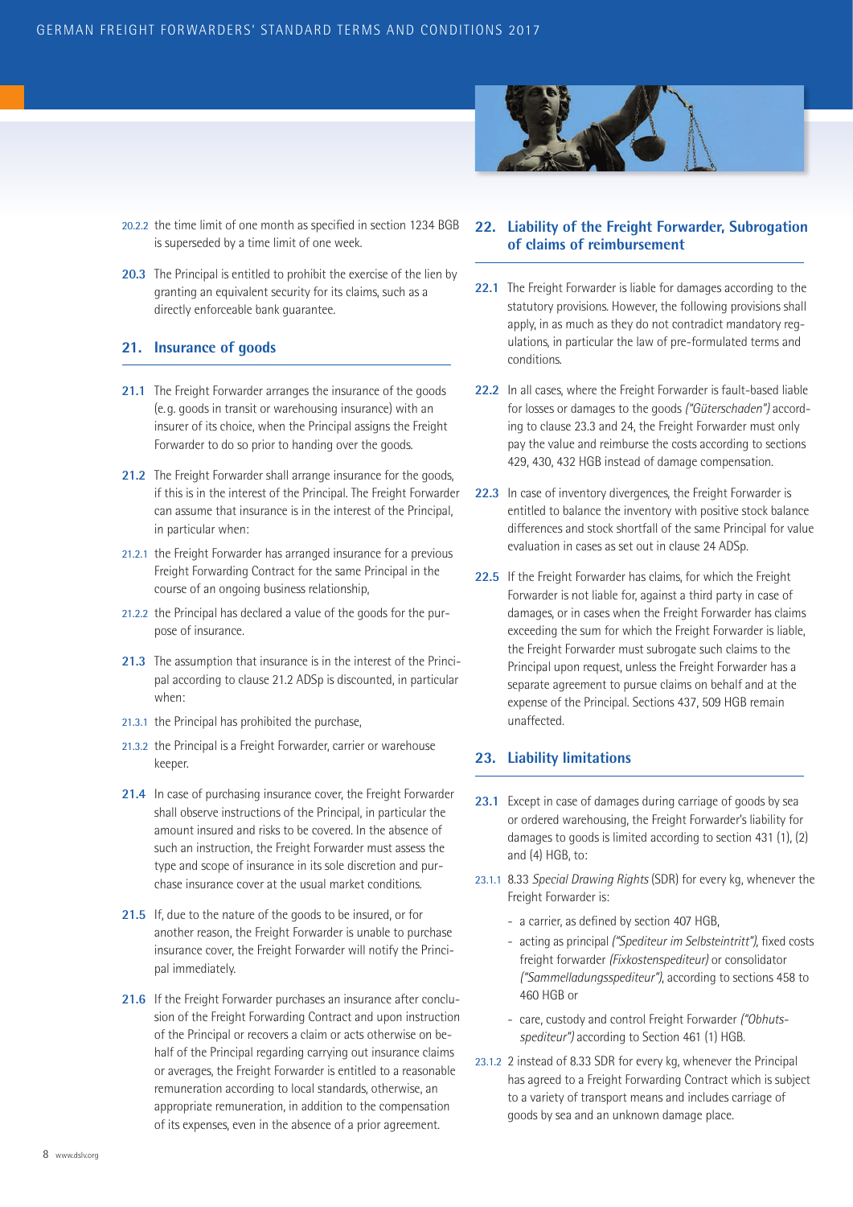20.2.2 the time limit of one month as specified in section 1234 BGB is superseded by a time limit of one week.

**20.3** The Principal is entitled to prohibit the exercise of the lien by granting an equivalent security for its claims, such as a directly enforceable bank guarantee.

## 21. Insurance of goods

**21.1** The Freight Forwarder arranges the insurance of the goods (e.g. goods in transit or warehousing insurance) with an insurer of its choice, when the Principal assigns the Freight Forwarder to do so prior to handing over the goods.

**21.2** The Freight Forwarder shall arrange insurance for the goods, if this is in the interest of the Principal. The Freight Forwarder can assume that insurance is in the interest of the Principal, in particular when:

21.2.1 the Freight Forwarder has arranged insurance for a previous Freight Forwarding Contract for the same Principal in the course of an ongoing business relationship,

21.2.2 the Principal has declared a value of the goods for the purpose of insurance.

**21.3** The assumption that insurance is in the interest of the Principal according to clause 21.2 ADSp is discounted, in particular when:

21.3.1 the Principal has prohibited the purchase,

21.3.2 the Principal is a Freight Forwarder, carrier or warehouse keeper.

**21.4** In case of purchasing insurance cover, the Freight Forwarder shall observe instructions of the Principal, in particular the amount insured and risks to be covered. In the absence of such an instruction, the Freight Forwarder must assess the type and scope of insurance in its sole discretion and purchase insurance cover at the usual market conditions.

**21.5** If, due to the nature of the goods to be insured, or for another reason, the Freight Forwarder is unable to purchase insurance cover, the Freight Forwarder will notify the Principal immediately.

**21.6** If the Freight Forwarder purchases an insurance after conclusion of the Freight Forwarding Contract and upon instruction of the Principal or recovers a claim or acts otherwise on behalf of the Principal regarding carrying out insurance claims or averages, the Freight Forwarder is entitled to a reasonable remuneration according to local standards, otherwise, an appropriate remuneration, in addition to the compensation of its expenses, even in the absence of a prior agreement.

## 22. Liability of the Freight Forwarder, Subrogation of claims of reimbursement

**22.1** The Freight Forwarder is liable for damages according to the statutory provisions. However, the following provisions shall apply, in as much as they do not contradict mandatory regulations, in particular the law of pre-formulated terms and conditions.

**22.2** In all cases, where the Freight Forwarder is fault-based liable for losses or damages to the goods *("Güterschaden")* according to clause 23.3 and 24, the Freight Forwarder must only pay the value and reimburse the costs according to sections 429, 430, 432 HGB instead of damage compensation.

**22.3** In case of inventory divergences, the Freight Forwarder is entitled to balance the inventory with positive stock balance differences and stock shortfall of the same Principal for value evaluation in cases as set out in clause 24 ADSp.

**22.5** If the Freight Forwarder has claims, for which the Freight Forwarder is not liable for, against a third party in case of damages, or in cases when the Freight Forwarder has claims exceeding the sum for which the Freight Forwarder is liable, the Freight Forwarder must subrogate such claims to the Principal upon request, unless the Freight Forwarder has a separate agreement to pursue claims on behalf and at the expense of the Principal. Sections 437, 509 HGB remain unaffected.

## 23. Liability limitations

**23.1** Except in case of damages during carriage of goods by sea or ordered warehousing, the Freight Forwarder's liability for damages to goods is limited according to section 431 (1), (2) and (4) HGB, to:

23.1.1 8.33 *Special Drawing Rights* (SDR) for every kg, whenever the Freight Forwarder is:

- a carrier, as defined by section 407 HGB,
- acting as principal *("Spediteur im Selbsteintritt")*, fixed costs freight forwarder *(Fixkostenspediteur)* or consolidator *("Sammelladungsspediteur")*, according to sections 458 to 460 HGB or
- care, custody and control Freight Forwarder *("Obhutsspediteur")* according to Section 461 (1) HGB.

23.1.2 2 instead of 8.33 SDR for every kg, whenever the Principal has agreed to a Freight Forwarding Contract which is subject to a variety of transport means and includes carriage of goods by sea and an unknown damage place.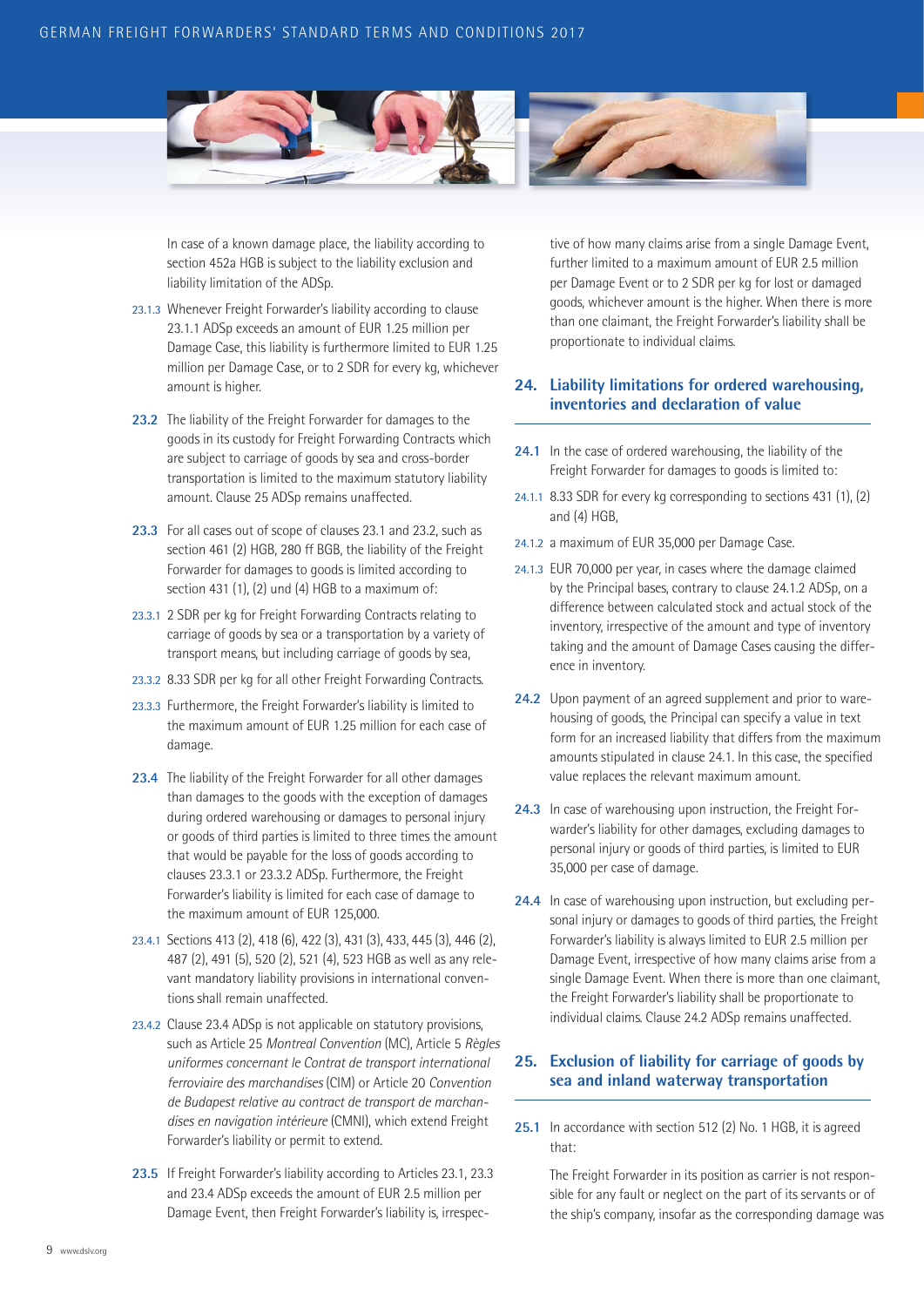In case of a known damage place, the liability according to section 452a HGB is subject to the liability exclusion and liability limitation of the ADSp.

23.1.3 Whenever Freight Forwarder's liability according to clause 23.1.1 ADSp exceeds an amount of EUR 1.25 million per Damage Case, this liability is furthermore limited to EUR 1.25 million per Damage Case, or to 2 SDR for every kg, whichever amount is higher.

**23.2** The liability of the Freight Forwarder for damages to the goods in its custody for Freight Forwarding Contracts which are subject to carriage of goods by sea and cross-border transportation is limited to the maximum statutory liability amount. Clause 25 ADSp remains unaffected.

**23.3** For all cases out of scope of clauses 23.1 and 23.2, such as section 461 (2) HGB, 280 ff BGB, the liability of the Freight Forwarder for damages to goods is limited according to section 431 (1), (2) und (4) HGB to a maximum of:

23.3.1 2 SDR per kg for Freight Forwarding Contracts relating to carriage of goods by sea or a transportation by a variety of transport means, but including carriage of goods by sea,

23.3.2 8.33 SDR per kg for all other Freight Forwarding Contracts.

23.3.3 Furthermore, the Freight Forwarder's liability is limited to the maximum amount of EUR 1.25 million for each case of damage.

**23.4** The liability of the Freight Forwarder for all other damages than damages to the goods with the exception of damages during ordered warehousing or damages to personal injury or goods of third parties is limited to three times the amount that would be payable for the loss of goods according to clauses 23.3.1 or 23.3.2 ADSp. Furthermore, the Freight Forwarder's liability is limited for each case of damage to the maximum amount of EUR 125,000.

23.4.1 Sections 413 (2), 418 (6), 422 (3), 431 (3), 433, 445 (3), 446 (2), 487 (2), 491 (5), 520 (2), 521 (4), 523 HGB as well as any relevant mandatory liability provisions in international conventions shall remain unaffected.

23.4.2 Clause 23.4 ADSp is not applicable on statutory provisions, such as Article 25 *Montreal Convention* (MC), Article 5 *Règles uniformes concernant le Contrat de transport international ferroviaire des marchandises* (CIM) or Article 20 *Convention de Budapest relative au contract de transport de marchandises en navigation intérieure* (CMNI), which extend Freight Forwarder's liability or permit to extend.

**23.5** If Freight Forwarder's liability according to Articles 23.1, 23.3 and 23.4 ADSp exceeds the amount of EUR 2.5 million per Damage Event, then Freight Forwarder's liability is, irrespective of how many claims arise from a single Damage Event, further limited to a maximum amount of EUR 2.5 million per Damage Event or to 2 SDR per kg for lost or damaged goods, whichever amount is the higher. When there is more than one claimant, the Freight Forwarder's liability shall be proportionate to individual claims.

## 24. Liability limitations for ordered warehousing, inventories and declaration of value

**24.1** In the case of ordered warehousing, the liability of the Freight Forwarder for damages to goods is limited to:

24.1.1 8.33 SDR for every kg corresponding to sections 431 (1), (2) and (4) HGB,

24.1.2 a maximum of EUR 35,000 per Damage Case.

24.1.3 EUR 70,000 per year, in cases where the damage claimed by the Principal bases, contrary to clause 24.1.2 ADSp, on a difference between calculated stock and actual stock of the inventory, irrespective of the amount and type of inventory taking and the amount of Damage Cases causing the difference in inventory.

**24.2** Upon payment of an agreed supplement and prior to warehousing of goods, the Principal can specify a value in text form for an increased liability that differs from the maximum amounts stipulated in clause 24.1. In this case, the specified value replaces the relevant maximum amount.

**24.3** In case of warehousing upon instruction, the Freight Forwarder's liability for other damages, excluding damages to personal injury or goods of third parties, is limited to EUR 35,000 per case of damage.

**24.4** In case of warehousing upon instruction, but excluding personal injury or damages to goods of third parties, the Freight Forwarder's liability is always limited to EUR 2.5 million per Damage Event, irrespective of how many claims arise from a single Damage Event. When there is more than one claimant, the Freight Forwarder's liability shall be proportionate to individual claims. Clause 24.2 ADSp remains unaffected.

## 25. Exclusion of liability for carriage of goods by sea and inland waterway transportation

**25.1** In accordance with section 512 (2) No. 1 HGB, it is agreed that:

The Freight Forwarder in its position as carrier is not responsible for any fault or neglect on the part of its servants or of the ship's company, insofar as the corresponding damage was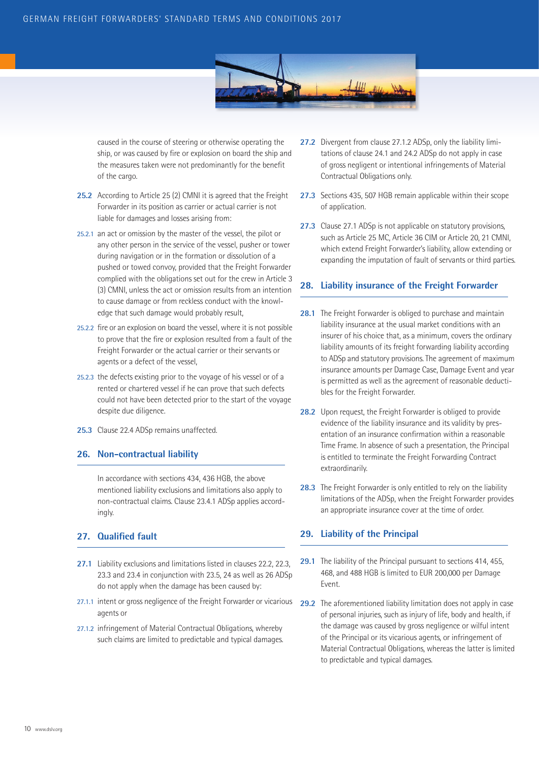caused in the course of steering or otherwise operating the ship, or was caused by fire or explosion on board the ship and the measures taken were not predominantly for the benefit of the cargo.

**25.2** According to Article 25 (2) CMNI it is agreed that the Freight Forwarder in its position as carrier or actual carrier is not liable for damages and losses arising from:

25.2.1 an act or omission by the master of the vessel, the pilot or any other person in the service of the vessel, pusher or tower during navigation or in the formation or dissolution of a pushed or towed convoy, provided that the Freight Forwarder complied with the obligations set out for the crew in Article 3 (3) CMNI, unless the act or omission results from an intention to cause damage or from reckless conduct with the knowledge that such damage would probably result,

25.2.2 fire or an explosion on board the vessel, where it is not possible to prove that the fire or explosion resulted from a fault of the Freight Forwarder or the actual carrier or their servants or agents or a defect of the vessel,

25.2.3 the defects existing prior to the voyage of his vessel or of a rented or chartered vessel if he can prove that such defects could not have been detected prior to the start of the voyage despite due diligence.

**25.3** Clause 22.4 ADSp remains unaffected.

## 26. Non-contractual liability

In accordance with sections 434, 436 HGB, the above mentioned liability exclusions and limitations also apply to non-contractual claims. Clause 23.4.1 ADSp applies accordingly.

## 27. Qualified fault

**27.1** Liability exclusions and limitations listed in clauses 22.2, 22.3, 23.3 and 23.4 in conjunction with 23.5, 24 as well as 26 ADSp do not apply when the damage has been caused by:

27.1.1 intent or gross negligence of the Freight Forwarder or vicarious agents or

27.1.2 infringement of Material Contractual Obligations, whereby such claims are limited to predictable and typical damages.

**27.2** Divergent from clause 27.1.2 ADSp, only the liability limitations of clause 24.1 and 24.2 ADSp do not apply in case of gross negligent or intentional infringements of Material Contractual Obligations only.

**27.3** Sections 435, 507 HGB remain applicable within their scope of application.

**27.3** Clause 27.1 ADSp is not applicable on statutory provisions, such as Article 25 MC, Article 36 CIM or Article 20, 21 CMNI, which extend Freight Forwarder's liability, allow extending or expanding the imputation of fault of servants or third parties.

## 28. Liability insurance of the Freight Forwarder

**28.1** The Freight Forwarder is obliged to purchase and maintain liability insurance at the usual market conditions with an insurer of his choice that, as a minimum, covers the ordinary liability amounts of its freight forwarding liability according to ADSp and statutory provisions. The agreement of maximum insurance amounts per Damage Case, Damage Event and year is permitted as well as the agreement of reasonable deductibles for the Freight Forwarder.

**28.2** Upon request, the Freight Forwarder is obliged to provide evidence of the liability insurance and its validity by presentation of an insurance confirmation within a reasonable Time Frame. In absence of such a presentation, the Principal is entitled to terminate the Freight Forwarding Contract extraordinarily.

**28.3** The Freight Forwarder is only entitled to rely on the liability limitations of the ADSp, when the Freight Forwarder provides an appropriate insurance cover at the time of order.

## 29. Liability of the Principal

**29.1** The liability of the Principal pursuant to sections 414, 455, 468, and 488 HGB is limited to EUR 200,000 per Damage Event.

**29.2** The aforementioned liability limitation does not apply in case of personal injuries, such as injury of life, body and health, if the damage was caused by gross negligence or wilful intent of the Principal or its vicarious agents, or infringement of Material Contractual Obligations, whereas the latter is limited to predictable and typical damages.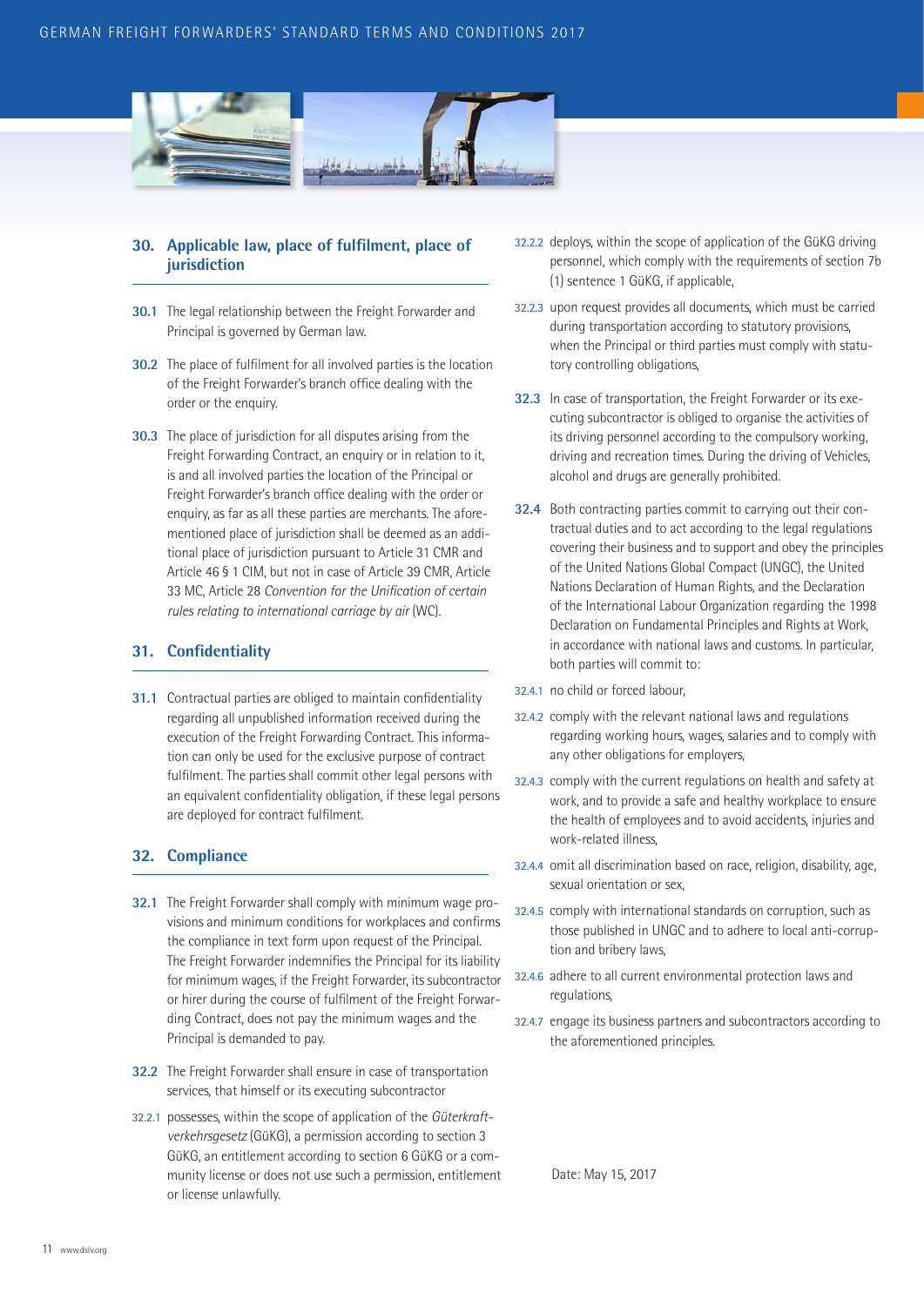## 30. Applicable law, place of fulfilment, place of jurisdiction

**30.1** The legal relationship between the Freight Forwarder and Principal is governed by German law.

**30.2** The place of fulfilment for all involved parties is the location of the Freight Forwarder's branch office dealing with the order or the enquiry.

**30.3** The place of jurisdiction for all disputes arising from the Freight Forwarding Contract, an enquiry or in relation to it, is and all involved parties the location of the Principal or Freight Forwarder's branch office dealing with the order or enquiry, as far as all these parties are merchants. The aforementioned place of jurisdiction shall be deemed as an additional place of jurisdiction pursuant to Article 31 CMR and Article 46 § 1 CIM, but not in case of Article 39 CMR, Article 33 MC, Article 28 *Convention for the Unification of certain rules relating to international carriage by air* (WC).

## 31. Confidentiality

**31.1** Contractual parties are obliged to maintain confidentiality regarding all unpublished information received during the execution of the Freight Forwarding Contract. This information can only be used for the exclusive purpose of contract fulfilment. The parties shall commit other legal persons with an equivalent confidentiality obligation, if these legal persons are deployed for contract fulfilment.

## 32. Compliance

**32.1** The Freight Forwarder shall comply with minimum wage provisions and minimum conditions for workplaces and confirms the compliance in text form upon request of the Principal. The Freight Forwarder indemnifies the Principal for its liability for minimum wages, if the Freight Forwarder, its subcontractor or hirer during the course of fulfilment of the Freight Forwarding Contract, does not pay the minimum wages and the Principal is demanded to pay.

**32.2** The Freight Forwarder shall ensure in case of transportation services, that himself or its executing subcontractor

32.2.1 possesses, within the scope of application of the *Güterkraftverkehrsgesetz* (GüKG), a permission according to section 3 GüKG, an entitlement according to section 6 GüKG or a community license or does not use such a permission, entitlement or license unlawfully.

32.2.2 deploys, within the scope of application of the GüKG driving personnel, which comply with the requirements of section 7b (1) sentence 1 GüKG, if applicable,

32.2.3 upon request provides all documents, which must be carried during transportation according to statutory provisions, when the Principal or third parties must comply with statutory controlling obligations,

**32.3** In case of transportation, the Freight Forwarder or its executing subcontractor is obliged to organise the activities of its driving personnel according to the compulsory working, driving and recreation times. During the driving of Vehicles, alcohol and drugs are generally prohibited.

**32.4** Both contracting parties commit to carrying out their contractual duties and to act according to the legal regulations covering their business and to support and obey the principles of the United Nations Global Compact (UNGC), the United Nations Declaration of Human Rights, and the Declaration of the International Labour Organization regarding the 1998 Declaration on Fundamental Principles and Rights at Work, in accordance with national laws and customs. In particular, both parties will commit to:

32.4.1 no child or forced labour,

32.4.2 comply with the relevant national laws and regulations regarding working hours, wages, salaries and to comply with any other obligations for employers,

32.4.3 comply with the current regulations on health and safety at work, and to provide a safe and healthy workplace to ensure the health of employees and to avoid accidents, injuries and work-related illness,

32.4.4 omit all discrimination based on race, religion, disability, age, sexual orientation or sex,

32.4.5 comply with international standards on corruption, such as those published in UNGC and to adhere to local anti-corruption and bribery laws,

32.4.6 adhere to all current environmental protection laws and regulations,

32.4.7 engage its business partners and subcontractors according to the aforementioned principles.

Date: May 15, 2017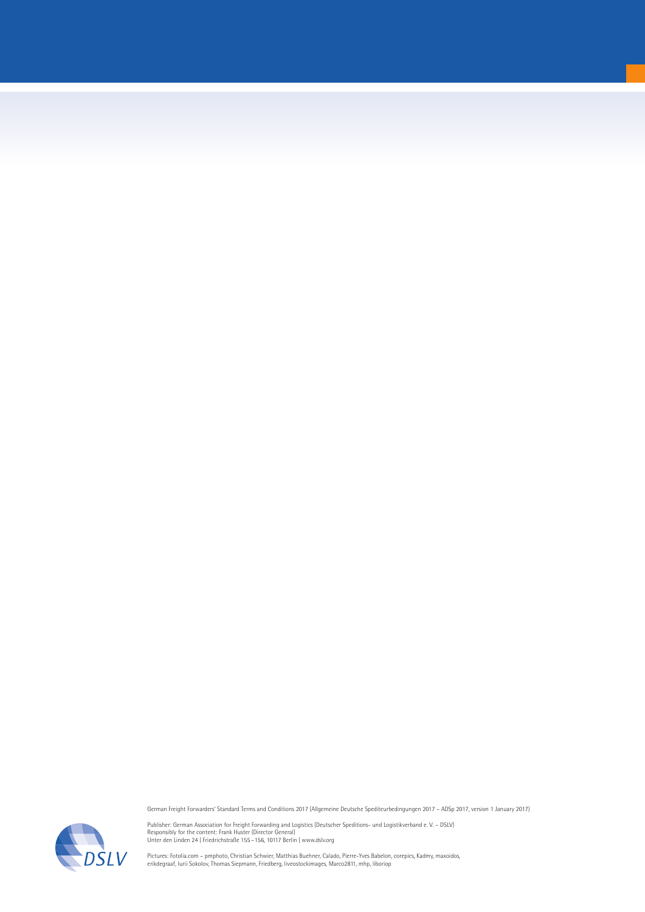German Freight Forwarders' Standard Terms and Conditions 2017 (Allgemeine Deutsche Spediteurbedingungen 2017 – ADSp 2017, version 1 January 2017)

DSLV

Publisher: German Association for Freight Forwarding and Logistics (Deutscher Speditions- und Logistikverband e. V. – DSLV)
Responsibly for the content: Frank Huster (Director General)
Unter den Linden 24 | Friedrichstraße 155 – 156, 10117 Berlin | www.dslv.org

Pictures: Fotolia.com – pmphoto, Christian Schwier, Matthias Buehner, Calado, Pierre-Yves Babelon, corepics, Kadmy, maxoidos, erikdegraaf, Iurii Sokolov, Thomas Siepmann, Friedberg, liveostockimages, Marco2811, mhp, liboriop